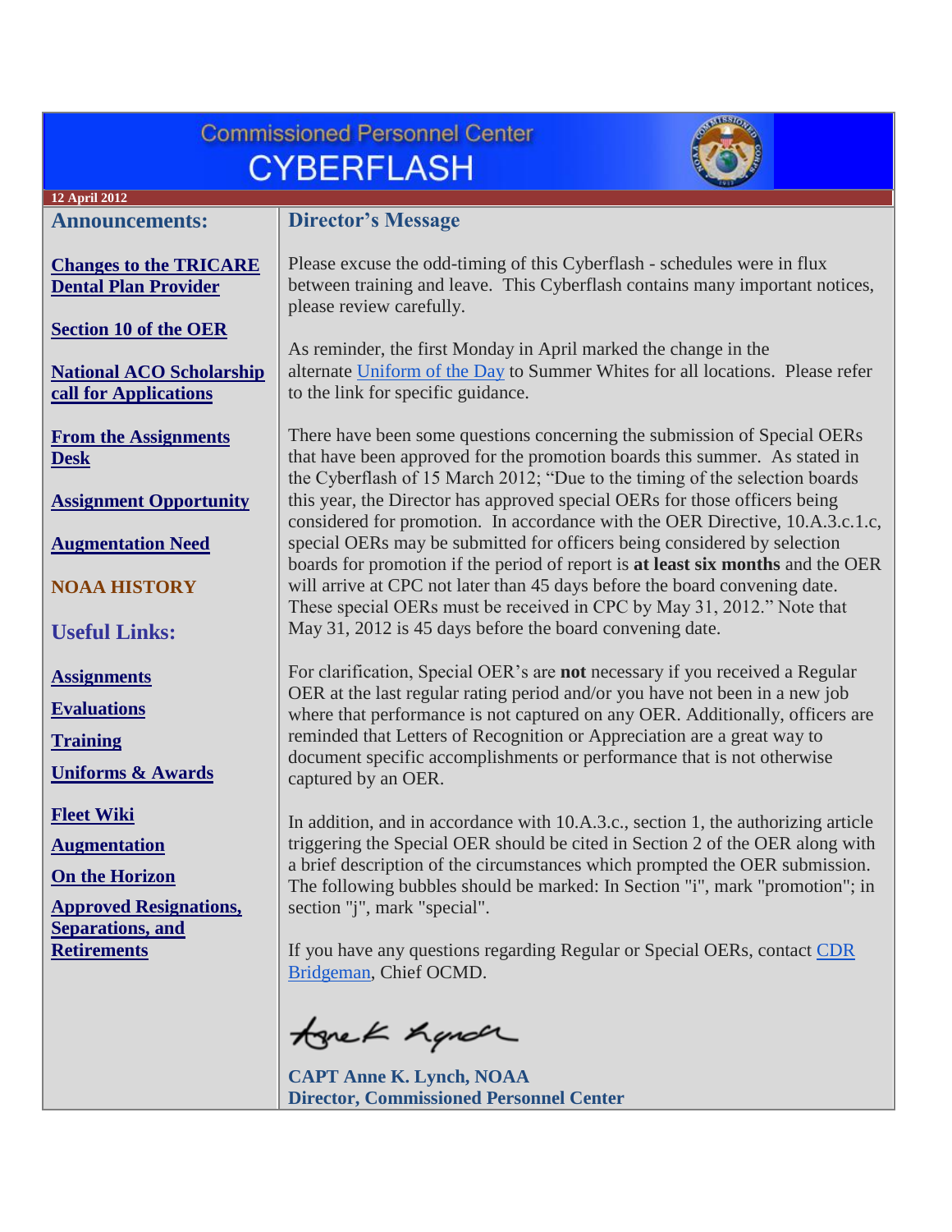# Commissioned Personnel Center CYBERFLASH

**12 April 2012**

## Announcements:

**Changes to the TRICARE Dental Plan Provider**

**Section 10 of the OER**

**National ACO Scholarship call for Applications**

**From the Assignments Desk**

**Assignment Opportunity**

**Augmentation Need**

**NOAA HISTORY**

## Useful Links:

**Assignments**

**Evaluations**

**Training**

**Uniforms & Awards**

**Fleet Wiki**

**Augmentation**

**On the Horizon**

**Approved Resignations, Separations, and Retirements**

## Director's Message

Please excuse the odd-timing of this Cyberflash - schedules were in flux between training and leave. This Cyberflash contains many important notices, please review carefully.

As reminder, the first Monday in April marked the change in the alternate Uniform of the Day to Summer Whites for all locations. Please refer to the link for specific guidance.

There have been some questions concerning the submission of Special OERs that have been approved for the promotion boards this summer. As stated in the Cyberflash of 15 March 2012; "Due to the timing of the selection boards this year, the Director has approved special OERs for those officers being considered for promotion. In accordance with the OER Directive, 10.A.3.c.1.c, special OERs may be submitted for officers being considered by selection boards for promotion if the period of report is **at least six months** and the OER will arrive at CPC not later than 45 days before the board convening date. These special OERs must be received in CPC by May 31, 2012." Note that May 31, 2012 is 45 days before the board convening date.

For clarification, Special OER's are **not** necessary if you received a Regular OER at the last regular rating period and/or you have not been in a new job where that performance is not captured on any OER. Additionally, officers are reminded that Letters of Recognition or Appreciation are a great way to document specific accomplishments or performance that is not otherwise captured by an OER.

In addition, and in accordance with 10.A.3.c., section 1, the authorizing article triggering the Special OER should be cited in Section 2 of the OER along with a brief description of the circumstances which prompted the OER submission. The following bubbles should be marked: In Section "i", mark "promotion"; in section "j", mark "special".

If you have any questions regarding Regular or Special OERs, contact CDR Bridgeman, Chief OCMD.

**CAPT Anne K. Lynch, NOAA**
**Director, Commissioned Personnel Center**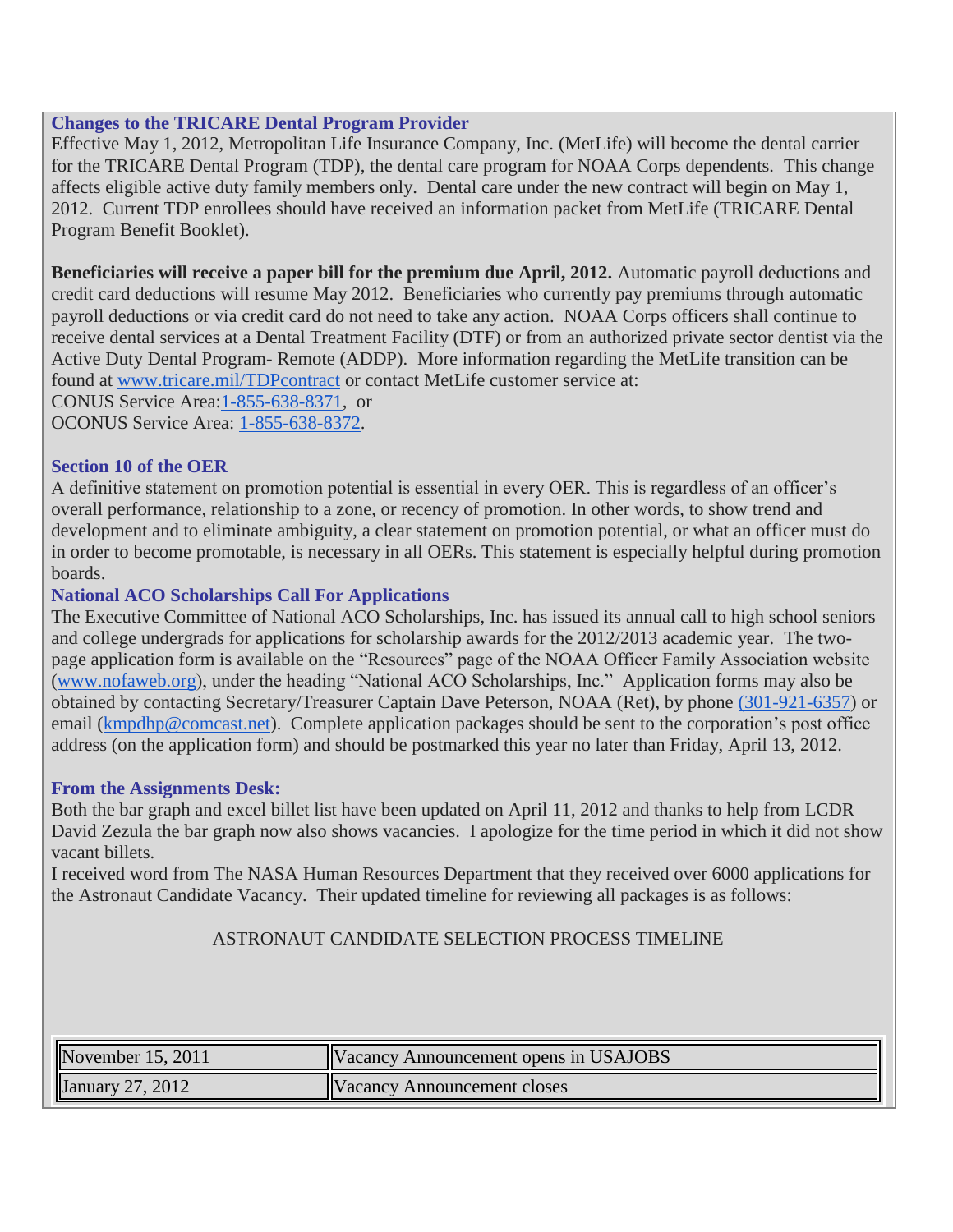### Changes to the TRICARE Dental Program Provider

Effective May 1, 2012, Metropolitan Life Insurance Company, Inc. (MetLife) will become the dental carrier for the TRICARE Dental Program (TDP), the dental care program for NOAA Corps dependents. This change affects eligible active duty family members only. Dental care under the new contract will begin on May 1, 2012. Current TDP enrollees should have received an information packet from MetLife (TRICARE Dental Program Benefit Booklet).

**Beneficiaries will receive a paper bill for the premium due April, 2012.** Automatic payroll deductions and credit card deductions will resume May 2012. Beneficiaries who currently pay premiums through automatic payroll deductions or via credit card do not need to take any action. NOAA Corps officers shall continue to receive dental services at a Dental Treatment Facility (DTF) or from an authorized private sector dentist via the Active Duty Dental Program- Remote (ADDP). More information regarding the MetLife transition can be found at www.tricare.mil/TDPcontract or contact MetLife customer service at:
CONUS Service Area:1-855-638-8371, or
OCONUS Service Area: 1-855-638-8372.

### Section 10 of the OER

A definitive statement on promotion potential is essential in every OER. This is regardless of an officer's overall performance, relationship to a zone, or recency of promotion. In other words, to show trend and development and to eliminate ambiguity, a clear statement on promotion potential, or what an officer must do in order to become promotable, is necessary in all OERs. This statement is especially helpful during promotion boards.

### National ACO Scholarships Call For Applications

The Executive Committee of National ACO Scholarships, Inc. has issued its annual call to high school seniors and college undergrads for applications for scholarship awards for the 2012/2013 academic year. The two-page application form is available on the "Resources" page of the NOAA Officer Family Association website (www.nofaweb.org), under the heading "National ACO Scholarships, Inc." Application forms may also be obtained by contacting Secretary/Treasurer Captain Dave Peterson, NOAA (Ret), by phone (301-921-6357) or email (kmpdhp@comcast.net). Complete application packages should be sent to the corporation's post office address (on the application form) and should be postmarked this year no later than Friday, April 13, 2012.

### From the Assignments Desk:

Both the bar graph and excel billet list have been updated on April 11, 2012 and thanks to help from LCDR David Zezula the bar graph now also shows vacancies. I apologize for the time period in which it did not show vacant billets.
I received word from The NASA Human Resources Department that they received over 6000 applications for the Astronaut Candidate Vacancy. Their updated timeline for reviewing all packages is as follows:

ASTRONAUT CANDIDATE SELECTION PROCESS TIMELINE

| | |
|---|---|
| November 15, 2011 | Vacancy Announcement opens in USAJOBS |
| January 27, 2012 | Vacancy Announcement closes |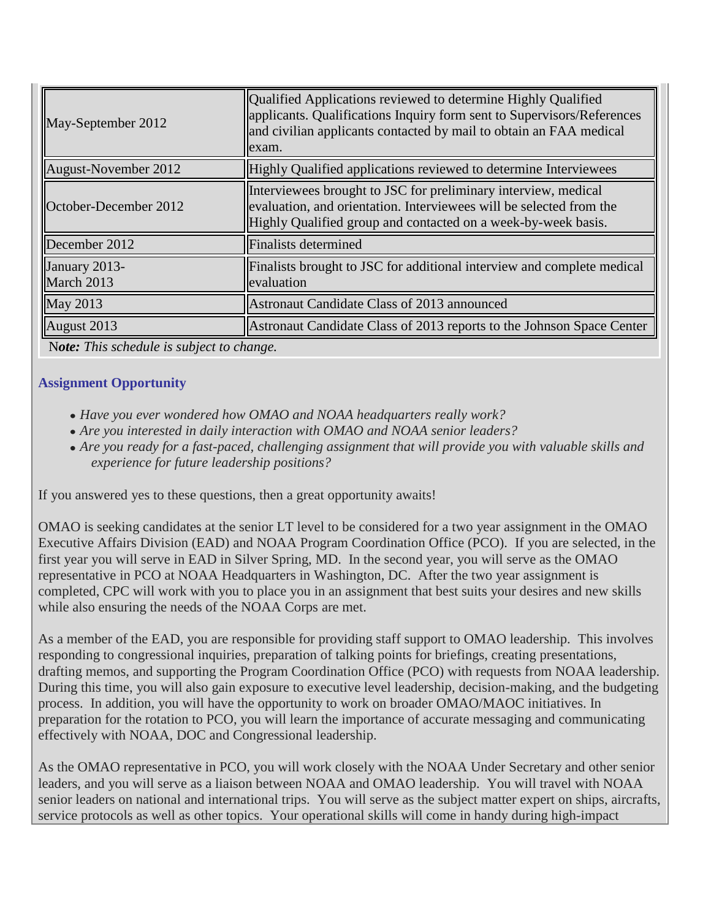| | |
|---|---|
| May-September 2012 | Qualified Applications reviewed to determine Highly Qualified applicants. Qualifications Inquiry form sent to Supervisors/References and civilian applicants contacted by mail to obtain an FAA medical exam. |
| August-November 2012 | Highly Qualified applications reviewed to determine Interviewees |
| October-December 2012 | Interviewees brought to JSC for preliminary interview, medical evaluation, and orientation. Interviewees will be selected from the Highly Qualified group and contacted on a week-by-week basis. |
| December 2012 | Finalists determined |
| January 2013-March 2013 | Finalists brought to JSC for additional interview and complete medical evaluation |
| May 2013 | Astronaut Candidate Class of 2013 announced |
| August 2013 | Astronaut Candidate Class of 2013 reports to the Johnson Space Center |

N*ote: This schedule is subject to change.*

### Assignment Opportunity

- *Have you ever wondered how OMAO and NOAA headquarters really work?*
- *Are you interested in daily interaction with OMAO and NOAA senior leaders?*
- *Are you ready for a fast-paced, challenging assignment that will provide you with valuable skills and experience for future leadership positions?*

If you answered yes to these questions, then a great opportunity awaits!

OMAO is seeking candidates at the senior LT level to be considered for a two year assignment in the OMAO Executive Affairs Division (EAD) and NOAA Program Coordination Office (PCO). If you are selected, in the first year you will serve in EAD in Silver Spring, MD. In the second year, you will serve as the OMAO representative in PCO at NOAA Headquarters in Washington, DC. After the two year assignment is completed, CPC will work with you to place you in an assignment that best suits your desires and new skills while also ensuring the needs of the NOAA Corps are met.

As a member of the EAD, you are responsible for providing staff support to OMAO leadership. This involves responding to congressional inquiries, preparation of talking points for briefings, creating presentations, drafting memos, and supporting the Program Coordination Office (PCO) with requests from NOAA leadership. During this time, you will also gain exposure to executive level leadership, decision-making, and the budgeting process. In addition, you will have the opportunity to work on broader OMAO/MAOC initiatives. In preparation for the rotation to PCO, you will learn the importance of accurate messaging and communicating effectively with NOAA, DOC and Congressional leadership.

As the OMAO representative in PCO, you will work closely with the NOAA Under Secretary and other senior leaders, and you will serve as a liaison between NOAA and OMAO leadership. You will travel with NOAA senior leaders on national and international trips. You will serve as the subject matter expert on ships, aircrafts, service protocols as well as other topics. Your operational skills will come in handy during high-impact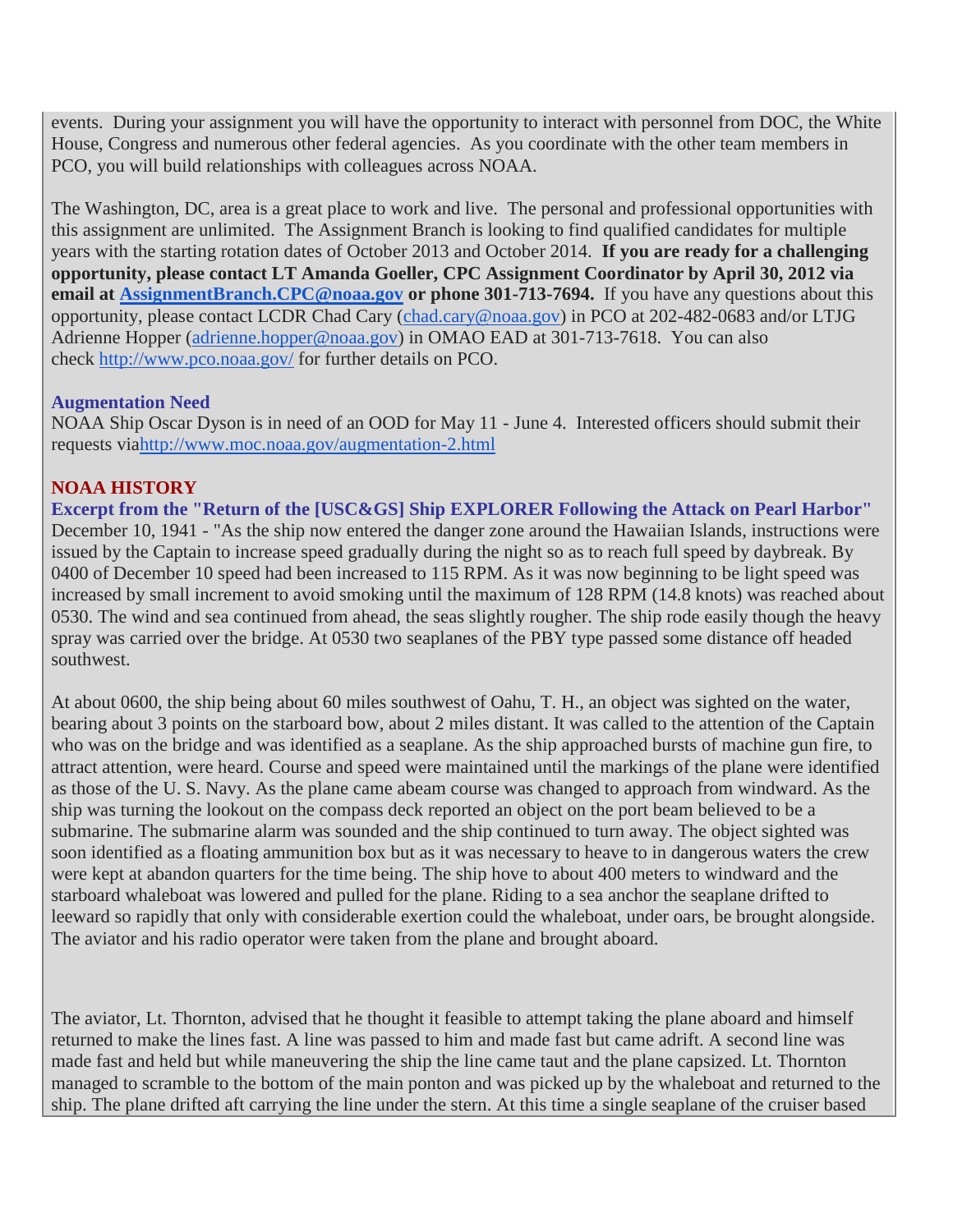events. During your assignment you will have the opportunity to interact with personnel from DOC, the White House, Congress and numerous other federal agencies. As you coordinate with the other team members in PCO, you will build relationships with colleagues across NOAA.

The Washington, DC, area is a great place to work and live. The personal and professional opportunities with this assignment are unlimited. The Assignment Branch is looking to find qualified candidates for multiple years with the starting rotation dates of October 2013 and October 2014. **If you are ready for a challenging opportunity, please contact LT Amanda Goeller, CPC Assignment Coordinator by April 30, 2012 via email at [AssignmentBranch.CPC@noaa.gov](mailto:AssignmentBranch.CPC@noaa.gov) or phone 301-713-7694.** If you have any questions about this opportunity, please contact LCDR Chad Cary ([chad.cary@noaa.gov](mailto:chad.cary@noaa.gov)) in PCO at 202-482-0683 and/or LTJG Adrienne Hopper ([adrienne.hopper@noaa.gov](mailto:adrienne.hopper@noaa.gov)) in OMAO EAD at 301-713-7618. You can also check [http://www.pco.noaa.gov/](http://www.pco.noaa.gov/) for further details on PCO.

### Augmentation Need

NOAA Ship Oscar Dyson is in need of an OOD for May 11 - June 4. Interested officers should submit their requests via[http://www.moc.noaa.gov/augmentation-2.html](http://www.moc.noaa.gov/augmentation-2.html)

## NOAA HISTORY

**Excerpt from the "Return of the [USC&GS] Ship EXPLORER Following the Attack on Pearl Harbor"**

December 10, 1941 - "As the ship now entered the danger zone around the Hawaiian Islands, instructions were issued by the Captain to increase speed gradually during the night so as to reach full speed by daybreak. By 0400 of December 10 speed had been increased to 115 RPM. As it was now beginning to be light speed was increased by small increment to avoid smoking until the maximum of 128 RPM (14.8 knots) was reached about 0530. The wind and sea continued from ahead, the seas slightly rougher. The ship rode easily though the heavy spray was carried over the bridge. At 0530 two seaplanes of the PBY type passed some distance off headed southwest.

At about 0600, the ship being about 60 miles southwest of Oahu, T. H., an object was sighted on the water, bearing about 3 points on the starboard bow, about 2 miles distant. It was called to the attention of the Captain who was on the bridge and was identified as a seaplane. As the ship approached bursts of machine gun fire, to attract attention, were heard. Course and speed were maintained until the markings of the plane were identified as those of the U. S. Navy. As the plane came abeam course was changed to approach from windward. As the ship was turning the lookout on the compass deck reported an object on the port beam believed to be a submarine. The submarine alarm was sounded and the ship continued to turn away. The object sighted was soon identified as a floating ammunition box but as it was necessary to heave to in dangerous waters the crew were kept at abandon quarters for the time being. The ship hove to about 400 meters to windward and the starboard whaleboat was lowered and pulled for the plane. Riding to a sea anchor the seaplane drifted to leeward so rapidly that only with considerable exertion could the whaleboat, under oars, be brought alongside. The aviator and his radio operator were taken from the plane and brought aboard.

The aviator, Lt. Thornton, advised that he thought it feasible to attempt taking the plane aboard and himself returned to make the lines fast. A line was passed to him and made fast but came adrift. A second line was made fast and held but while maneuvering the ship the line came taut and the plane capsized. Lt. Thornton managed to scramble to the bottom of the main ponton and was picked up by the whaleboat and returned to the ship. The plane drifted aft carrying the line under the stern. At this time a single seaplane of the cruiser based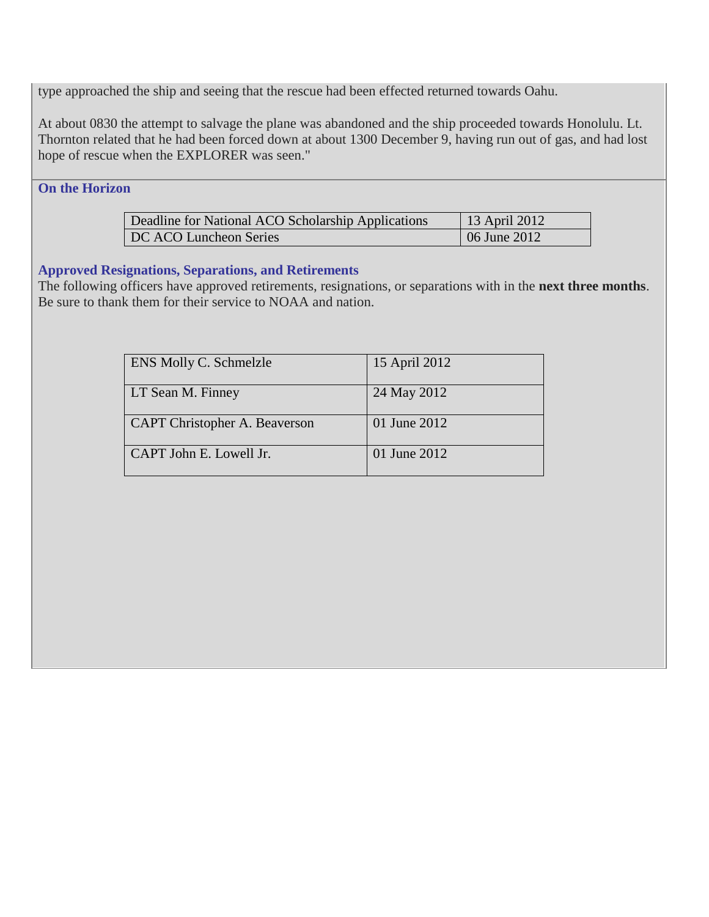type approached the ship and seeing that the rescue had been effected returned towards Oahu.

At about 0830 the attempt to salvage the plane was abandoned and the ship proceeded towards Honolulu. Lt. Thornton related that he had been forced down at about 1300 December 9, having run out of gas, and had lost hope of rescue when the EXPLORER was seen."

### On the Horizon

| | |
|---|---|
| Deadline for National ACO Scholarship Applications | 13 April 2012 |
| DC ACO Luncheon Series | 06 June 2012 |

### Approved Resignations, Separations, and Retirements

The following officers have approved retirements, resignations, or separations with in the **next three months**. Be sure to thank them for their service to NOAA and nation.

| | |
|---|---|
| ENS Molly C. Schmelzle | 15 April 2012 |
| LT Sean M. Finney | 24 May 2012 |
| CAPT Christopher A. Beaverson | 01 June 2012 |
| CAPT John E. Lowell Jr. | 01 June 2012 |